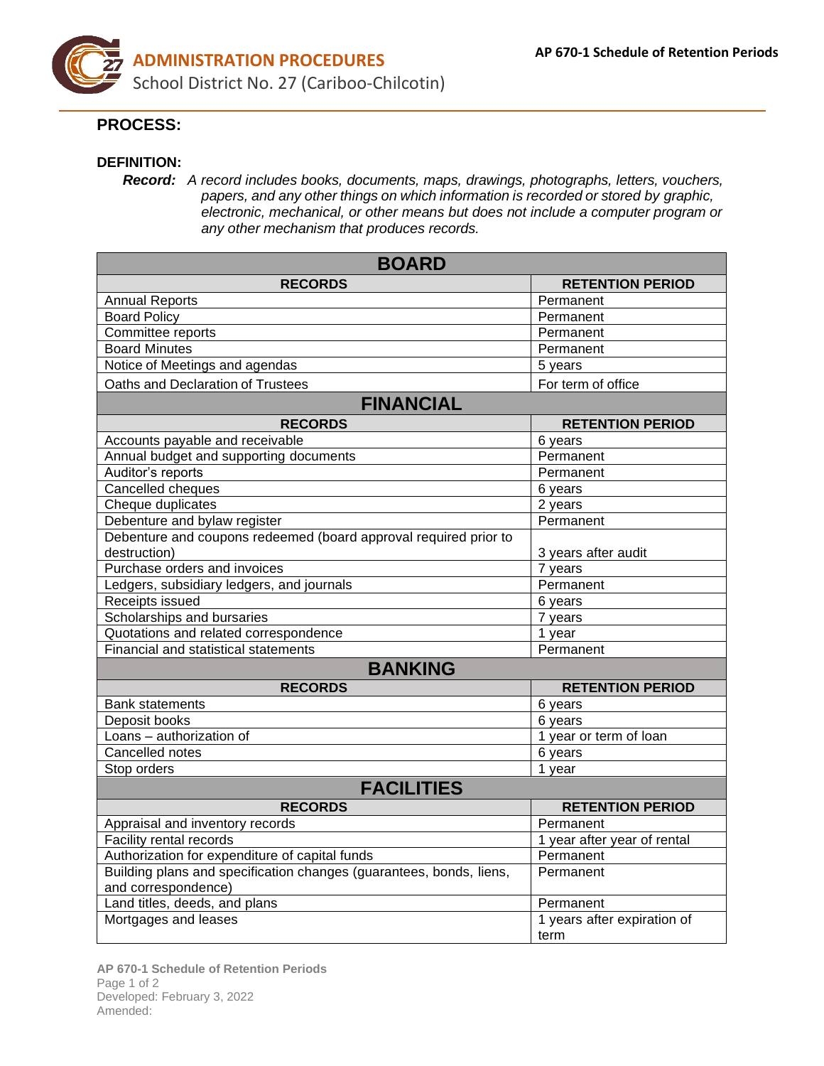# ADMINISTRATION PROCEDURES

School District No. 27 (Cariboo-Chilcotin)

**AP 670-1 Schedule of Retention Periods**

## PROCESS:

### DEFINITION:

***Record:*** *A record includes books, documents, maps, drawings, photographs, letters, vouchers, papers, and any other things on which information is recorded or stored by graphic, electronic, mechanical, or other means but does not include a computer program or any other mechanism that produces records.*

| **BOARD** | |
|---|---|
| **RECORDS** | **RETENTION PERIOD** |
| Annual Reports | Permanent |
| Board Policy | Permanent |
| Committee reports | Permanent |
| Board Minutes | Permanent |
| Notice of Meetings and agendas | 5 years |
| Oaths and Declaration of Trustees | For term of office |
| **FINANCIAL** | |
| **RECORDS** | **RETENTION PERIOD** |
| Accounts payable and receivable | 6 years |
| Annual budget and supporting documents | Permanent |
| Auditor's reports | Permanent |
| Cancelled cheques | 6 years |
| Cheque duplicates | 2 years |
| Debenture and bylaw register | Permanent |
| Debenture and coupons redeemed (board approval required prior to destruction) | 3 years after audit |
| Purchase orders and invoices | 7 years |
| Ledgers, subsidiary ledgers, and journals | Permanent |
| Receipts issued | 6 years |
| Scholarships and bursaries | 7 years |
| Quotations and related correspondence | 1 year |
| Financial and statistical statements | Permanent |
| **BANKING** | |
| **RECORDS** | **RETENTION PERIOD** |
| Bank statements | 6 years |
| Deposit books | 6 years |
| Loans – authorization of | 1 year or term of loan |
| Cancelled notes | 6 years |
| Stop orders | 1 year |
| **FACILITIES** | |
| **RECORDS** | **RETENTION PERIOD** |
| Appraisal and inventory records | Permanent |
| Facility rental records | 1 year after year of rental |
| Authorization for expenditure of capital funds | Permanent |
| Building plans and specification changes (guarantees, bonds, liens, and correspondence) | Permanent |
| Land titles, deeds, and plans | Permanent |
| Mortgages and leases | 1 years after expiration of term |

AP 670-1 Schedule of Retention Periods
Developed: February 3, 2022
Amended: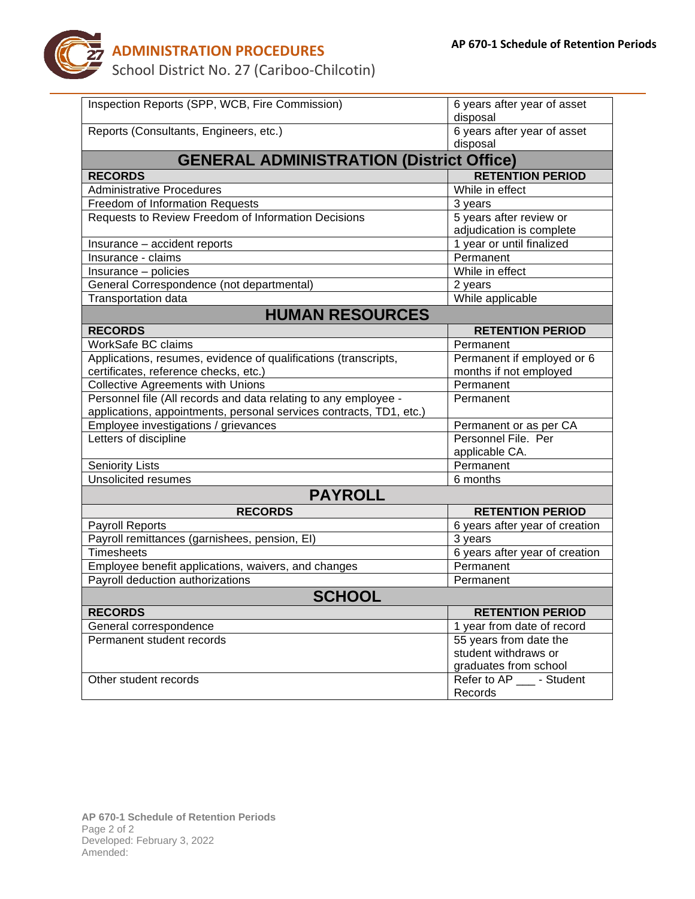| | |
|---|---|
| Inspection Reports (SPP, WCB, Fire Commission) | 6 years after year of asset disposal |
| Reports (Consultants, Engineers, etc.) | 6 years after year of asset disposal |
| **GENERAL ADMINISTRATION (District Office)** | |
| **RECORDS** | **RETENTION PERIOD** |
| Administrative Procedures | While in effect |
| Freedom of Information Requests | 3 years |
| Requests to Review Freedom of Information Decisions | 5 years after review or adjudication is complete |
| Insurance – accident reports | 1 year or until finalized |
| Insurance - claims | Permanent |
| Insurance – policies | While in effect |
| General Correspondence (not departmental) | 2 years |
| Transportation data | While applicable |
| **HUMAN RESOURCES** | |
| **RECORDS** | **RETENTION PERIOD** |
| WorkSafe BC claims | Permanent |
| Applications, resumes, evidence of qualifications (transcripts, certificates, reference checks, etc.) | Permanent if employed or 6 months if not employed |
| Collective Agreements with Unions | Permanent |
| Personnel file (All records and data relating to any employee - applications, appointments, personal services contracts, TD1, etc.) | Permanent |
| Employee investigations / grievances | Permanent or as per CA |
| Letters of discipline | Personnel File. Per applicable CA. |
| Seniority Lists | Permanent |
| Unsolicited resumes | 6 months |
| **PAYROLL** | |
| **RECORDS** | **RETENTION PERIOD** |
| Payroll Reports | 6 years after year of creation |
| Payroll remittances (garnishees, pension, EI) | 3 years |
| Timesheets | 6 years after year of creation |
| Employee benefit applications, waivers, and changes | Permanent |
| Payroll deduction authorizations | Permanent |
| **SCHOOL** | |
| **RECORDS** | **RETENTION PERIOD** |
| General correspondence | 1 year from date of record |
| Permanent student records | 55 years from date the student withdraws or graduates from school |
| Other student records | Refer to AP ___ - Student Records |

**AP 670-1 Schedule of Retention Periods**
Developed: February 3, 2022
Amended: